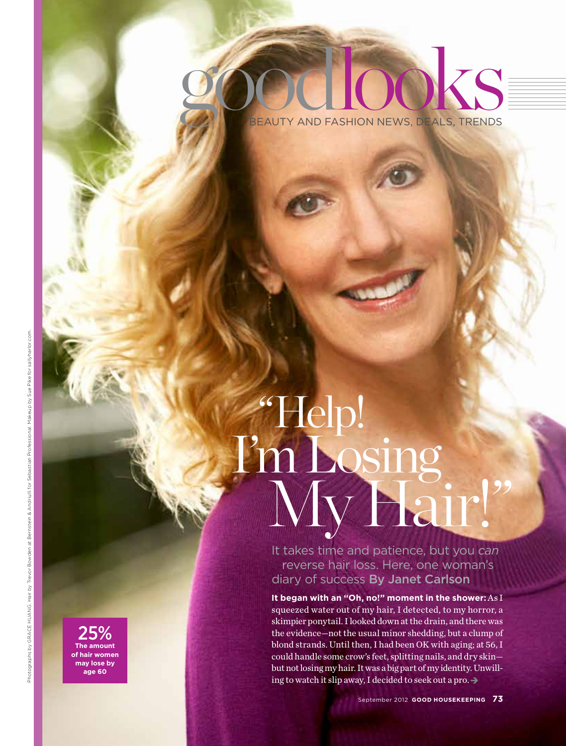# goodlooks

BEAUTY AND FASHION NEWS, DEALS, TRENDS

# "Help! I'm Losing My Hair!"

It takes time and patience, but you *can* reverse hair loss. Here, one woman's diary of success **By Janet Carlson**

**It began with an "Oh, no!" moment in the shower:** As I squeezed water out of my hair, I detected, to my horror, a skimpier ponytail. I looked down at the drain, and there was the evidence—not the usual minor shedding, but a clump of blond strands. Until then, I had been OK with aging; at 56, I could handle some crow's feet, splitting nails, and dry skin—but not losing my hair. It was a big part of my identity. Unwilling to watch it slip away, I decided to seek out a pro. ➔

**25%** The amount of hair women may lose by age 60

Photographs by GRACE HUANG. Hair by Trevor Bowden at Bernstein & Andriulli for Sebastian Professional. Makeup by Sue Pike for sallyharlor.com.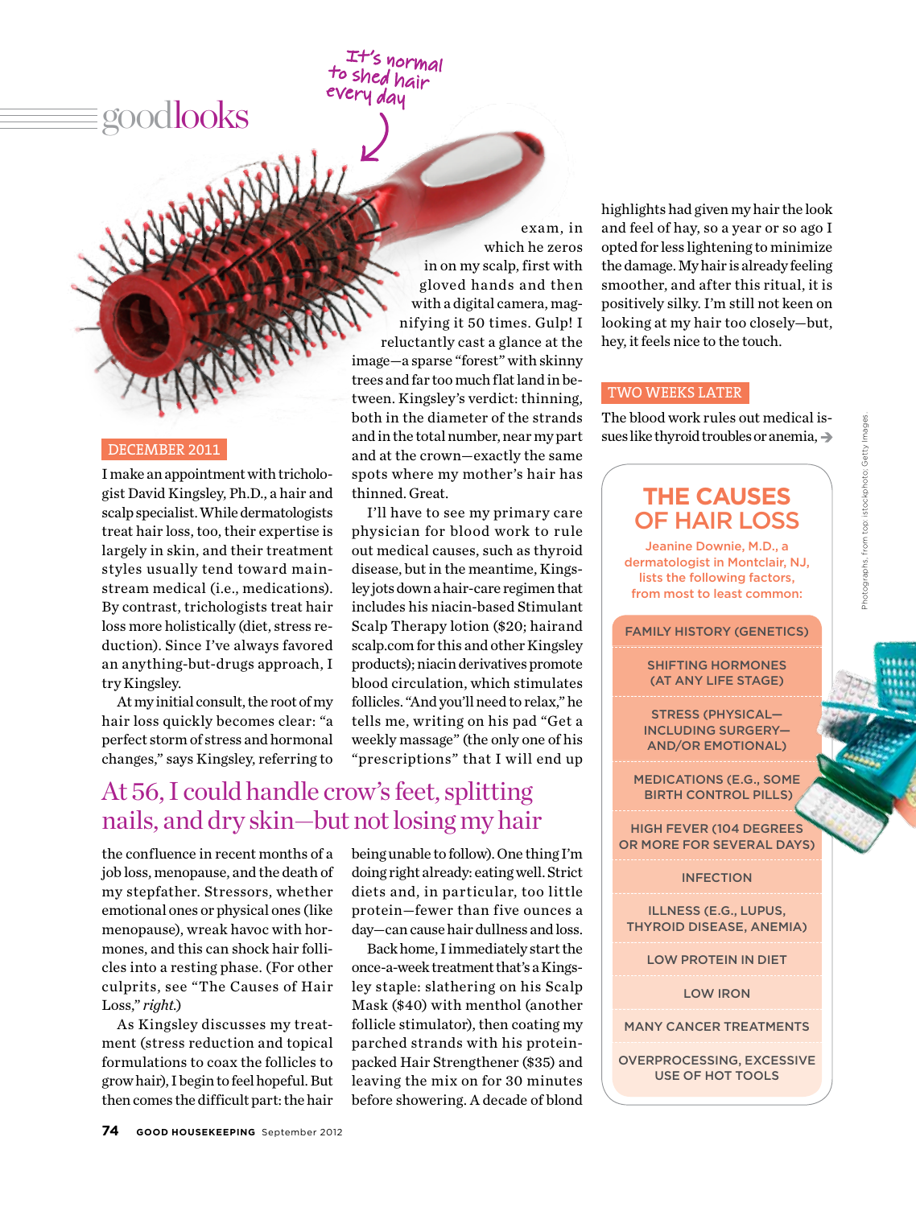goodlooks

It's normal to shed hair every day

## DECEMBER 2011

I make an appointment with trichologist David Kingsley, Ph.D., a hair and scalp specialist. While dermatologists treat hair loss, too, their expertise is largely in skin, and their treatment styles usually tend toward mainstream medical (i.e., medications). By contrast, trichologists treat hair loss more holistically (diet, stress reduction). Since I've always favored an anything-but-drugs approach, I try Kingsley.

At my initial consult, the root of my hair loss quickly becomes clear: "a perfect storm of stress and hormonal changes," says Kingsley, referring to the confluence in recent months of a job loss, menopause, and the death of my stepfather. Stressors, whether emotional ones or physical ones (like menopause), wreak havoc with hormones, and this can shock hair follicles into a resting phase. (For other culprits, see "The Causes of Hair Loss," *right*.)

As Kingsley discusses my treatment (stress reduction and topical formulations to coax the follicles to grow hair), I begin to feel hopeful. But then comes the difficult part: the hair exam, in which he zeros in on my scalp, first with gloved hands and then with a digital camera, magnifying it 50 times. Gulp! I reluctantly cast a glance at the image—a sparse "forest" with skinny trees and far too much flat land in between. Kingsley's verdict: thinning, both in the diameter of the strands and in the total number, near my part and at the crown—exactly the same spots where my mother's hair has thinned. Great.

I'll have to see my primary care physician for blood work to rule out medical causes, such as thyroid disease, but in the meantime, Kingsley jots down a hair-care regimen that includes his niacin-based Stimulant Scalp Therapy lotion ($20; hairand scalp.com for this and other Kingsley products); niacin derivatives promote blood circulation, which stimulates follicles. "And you'll need to relax," he tells me, writing on his pad "Get a weekly massage" (the only one of his "prescriptions" that I will end up being unable to follow). One thing I'm doing right already: eating well. Strict diets and, in particular, too little protein—fewer than five ounces a day—can cause hair dullness and loss.

**At 56, I could handle crow's feet, splitting nails, and dry skin—but not losing my hair**

Back home, I immediately start the once-a-week treatment that's a Kingsley staple: slathering on his Scalp Mask ($40) with menthol (another follicle stimulator), then coating my parched strands with his protein-packed Hair Strengthener ($35) and leaving the mix on for 30 minutes before showering. A decade of blond highlights had given my hair the look and feel of hay, so a year or so ago I opted for less lightening to minimize the damage. My hair is already feeling smoother, and after this ritual, it is positively silky. I'm still not keen on looking at my hair too closely—but, hey, it feels nice to the touch.

## TWO WEEKS LATER

The blood work rules out medical issues like thyroid troubles or anemia, →

## THE CAUSES OF HAIR LOSS

Jeanine Downie, M.D., a dermatologist in Montclair, NJ, lists the following factors, from most to least common:

- FAMILY HISTORY (GENETICS)
- SHIFTING HORMONES (AT ANY LIFE STAGE)
- STRESS (PHYSICAL—INCLUDING SURGERY—AND/OR EMOTIONAL)
- MEDICATIONS (E.G., SOME BIRTH CONTROL PILLS)
- HIGH FEVER (104 DEGREES OR MORE FOR SEVERAL DAYS)
- INFECTION
- ILLNESS (E.G., LUPUS, THYROID DISEASE, ANEMIA)
- LOW PROTEIN IN DIET
- LOW IRON
- MANY CANCER TREATMENTS
- OVERPROCESSING, EXCESSIVE USE OF HOT TOOLS

Photographs, from top: istockphoto; Getty Images.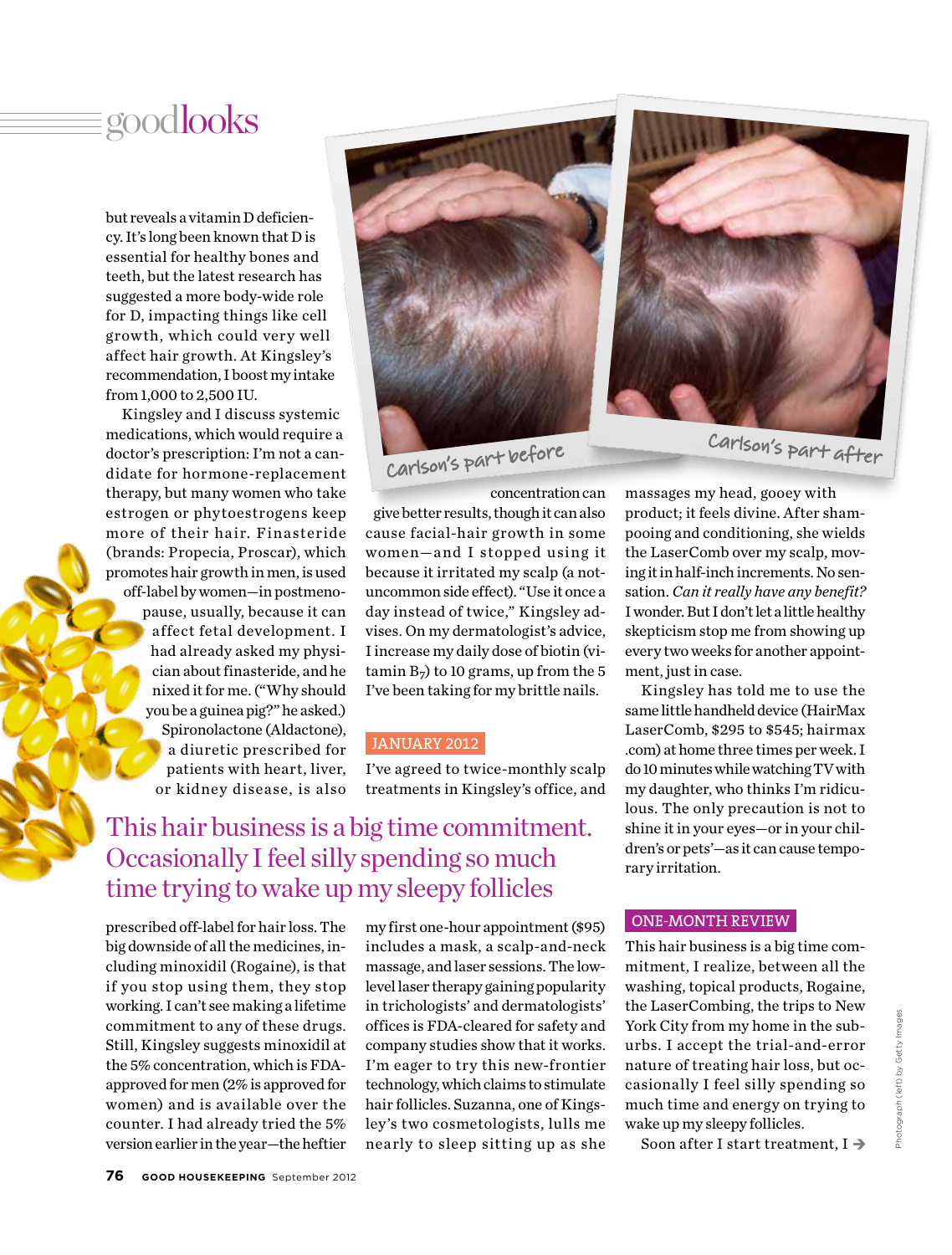but reveals a vitamin D deficiency. It's long been known that D is essential for healthy bones and teeth, but the latest research has suggested a more body-wide role for D, impacting things like cell growth, which could very well affect hair growth. At Kingsley's recommendation, I boost my intake from 1,000 to 2,500 IU.

Kingsley and I discuss systemic medications, which would require a doctor's prescription: I'm not a candidate for hormone-replacement therapy, but many women who take estrogen or phytoestrogens keep more of their hair. Finasteride (brands: Propecia, Proscar), which promotes hair growth in men, is used off-label by women—in postmenopause, usually, because it can affect fetal development. I had already asked my physician about finasteride, and he nixed it for me. ("Why should you be a guinea pig?" he asked.) Spironolactone (Aldactone), a diuretic prescribed for patients with heart, liver, or kidney disease, is also prescribed off-label for hair loss. The big downside of all the medicines, including minoxidil (Rogaine), is that if you stop using them, they stop working. I can't see making a lifetime commitment to any of these drugs. Still, Kingsley suggests minoxidil at the 5% concentration, which is FDA-approved for men (2% is approved for women) and is available over the counter. I had already tried the 5% version earlier in the year—the heftier concentration can give better results, though it can also cause facial-hair growth in some women—and I stopped using it because it irritated my scalp (a not-uncommon side effect). "Use it once a day instead of twice," Kingsley advises. On my dermatologist's advice, I increase my daily dose of biotin (vitamin $B_7$) to 10 grams, up from the 5 I've been taking for my brittle nails.

Carlson's part before

Carlson's part after

## JANUARY 2012

I've agreed to twice-monthly scalp treatments in Kingsley's office, and my first one-hour appointment ($95) includes a mask, a scalp-and-neck massage, and laser sessions. The low-level laser therapy gaining popularity in trichologists' and dermatologists' offices is FDA-cleared for safety and company studies show that it works. I'm eager to try this new-frontier technology, which claims to stimulate hair follicles. Suzanna, one of Kingsley's two cosmetologists, lulls me nearly to sleep sitting up as she massages my head, gooey with product; it feels divine. After shampooing and conditioning, she wields the LaserComb over my scalp, moving it in half-inch increments. No sensation. *Can it really have any benefit?* I wonder. But I don't let a little healthy skepticism stop me from showing up every two weeks for another appointment, just in case.

Kingsley has told me to use the same little handheld device (HairMax LaserComb, $295 to $545; hairmax.com) at home three times per week. I do 10 minutes while watching TV with my daughter, who thinks I'm ridiculous. The only precaution is not to shine it in your eyes—or in your children's or pets'—as it can cause temporary irritation.

> This hair business is a big time commitment. Occasionally I feel silly spending so much time trying to wake up my sleepy follicles

## ONE-MONTH REVIEW

This hair business is a big time commitment, I realize, between all the washing, topical products, Rogaine, the LaserCombing, the trips to New York City from my home in the suburbs. I accept the trial-and-error nature of treating hair loss, but occasionally I feel silly spending so much time and energy on trying to wake up my sleepy follicles.

Soon after I start treatment, I →

Photograph (left) by Getty Images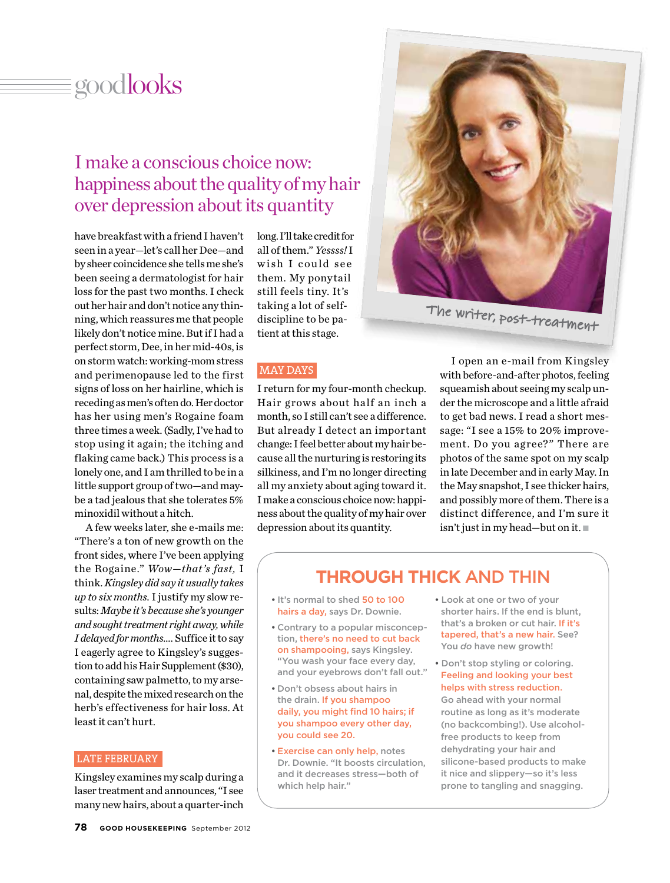I make a conscious choice now: happiness about the quality of my hair over depression about its quantity

have breakfast with a friend I haven't seen in a year—let's call her Dee—and by sheer coincidence she tells me she's been seeing a dermatologist for hair loss for the past two months. I check out her hair and don't notice any thinning, which reassures me that people likely don't notice mine. But if I had a perfect storm, Dee, in her mid-40s, is on storm watch: working-mom stress and perimenopause led to the first signs of loss on her hairline, which is receding as men's often do. Her doctor has her using men's Rogaine foam three times a week. (Sadly, I've had to stop using it again; the itching and flaking came back.) This process is a lonely one, and I am thrilled to be in a little support group of two—and maybe a tad jealous that she tolerates 5% minoxidil without a hitch.

A few weeks later, she e-mails me: "There's a ton of new growth on the front sides, where I've been applying the Rogaine." *Wow—that's fast,* I think. *Kingsley did say it usually takes up to six months.* I justify my slow results: *Maybe it's because she's younger and sought treatment right away, while I delayed for months....* Suffice it to say I eagerly agree to Kingsley's suggestion to add his Hair Supplement ($30), containing saw palmetto, to my arsenal, despite the mixed research on the herb's effectiveness for hair loss. At least it can't hurt.

## LATE FEBRUARY

Kingsley examines my scalp during a laser treatment and announces, "I see many new hairs, about a quarter-inch long. I'll take credit for all of them." *Yessss!* I wish I could see them. My ponytail still feels tiny. It's taking a lot of self-discipline to be patient at this stage.

## MAY DAYS

I return for my four-month checkup. Hair grows about half an inch a month, so I still can't see a difference. But already I detect an important change: I feel better about my hair because all the nurturing is restoring its silkiness, and I'm no longer directing all my anxiety about aging toward it. I make a conscious choice now: happiness about the quality of my hair over depression about its quantity.

I open an e-mail from Kingsley with before-and-after photos, feeling squeamish about seeing my scalp under the microscope and a little afraid to get bad news. I read a short message: "I see a 15% to 20% improvement. Do you agree?" There are photos of the same spot on my scalp in late December and in early May. In the May snapshot, I see thicker hairs, and possibly more of them. There is a distinct difference, and I'm sure it isn't just in my head—but on it. ■

The writer, post-treatment

## THROUGH THICK AND THIN

- It's normal to shed **50 to 100 hairs a day,** says Dr. Downie.
- Contrary to a popular misconception, **there's no need to cut back on shampooing,** says Kingsley. "You wash your face every day, and your eyebrows don't fall out."
- Don't obsess about hairs in the drain. **If you shampoo daily, you might find 10 hairs; if you shampoo every other day, you could see 20.**
- **Exercise can only help,** notes Dr. Downie. "It boosts circulation, and it decreases stress—both of which help hair."
- Look at one or two of your shorter hairs. If the end is blunt, that's a broken or cut hair. **If it's tapered, that's a new hair.** See? You *do* have new growth!
- Don't stop styling or coloring. **Feeling and looking your best helps with stress reduction.** Go ahead with your normal routine as long as it's moderate (no backcombing!). Use alcohol-free products to keep from dehydrating your hair and silicone-based products to make it nice and slippery—so it's less prone to tangling and snagging.